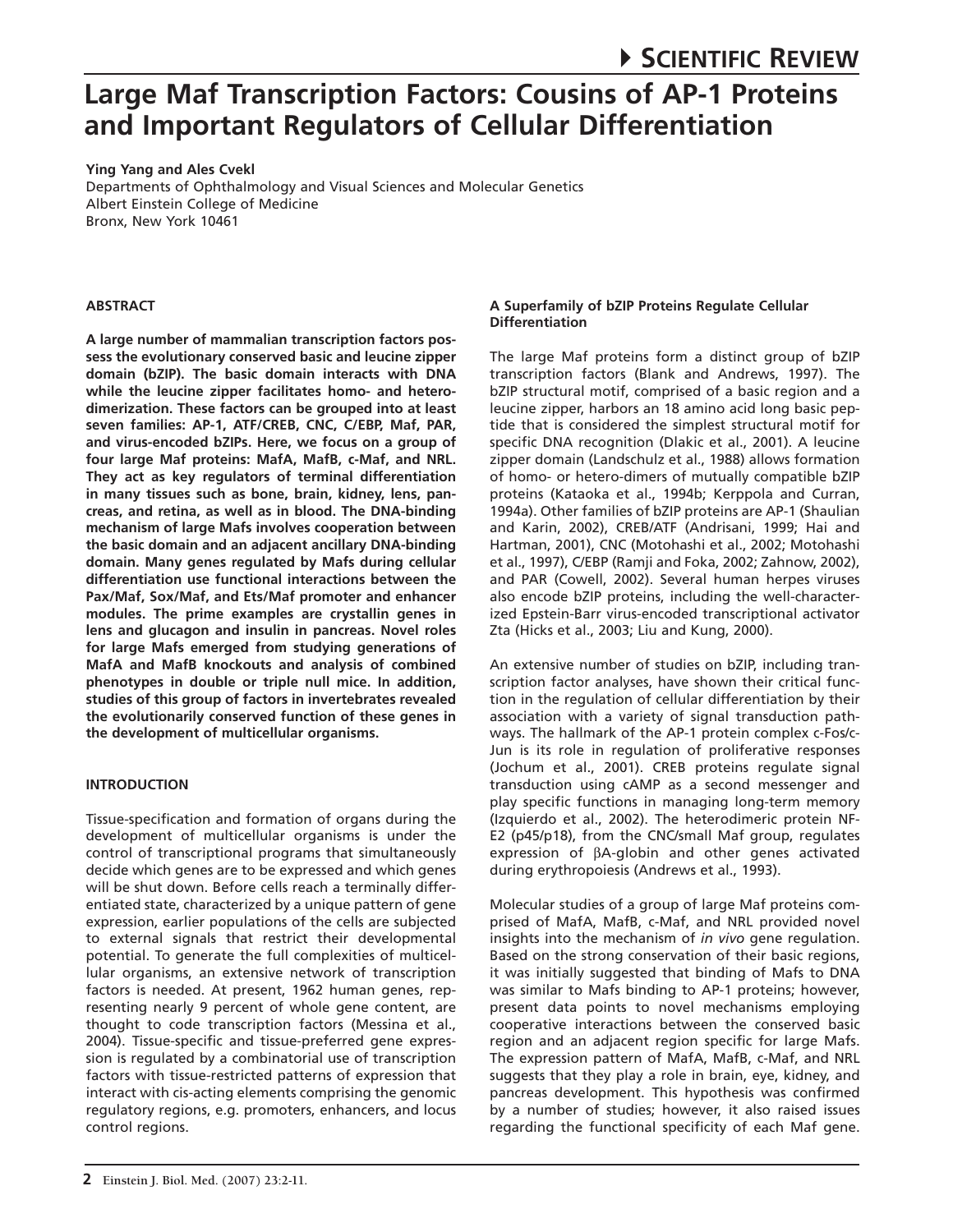# Large Maf Transcription Factors: Cousins of AP-1 Proteins and Important Regulators of Cellular Differentiation

**Ying Yang and Ales Cvekl**

Departments of Ophthalmology and Visual Sciences and Molecular Genetics
Albert Einstein College of Medicine
Bronx, New York 10461

## ABSTRACT

**A large number of mammalian transcription factors possess the evolutionary conserved basic and leucine zipper domain (bZIP). The basic domain interacts with DNA while the leucine zipper facilitates homo- and heterodimerization. These factors can be grouped into at least seven families: AP-1, ATF/CREB, CNC, C/EBP, Maf, PAR, and virus-encoded bZIPs. Here, we focus on a group of four large Maf proteins: MafA, MafB, c-Maf, and NRL. They act as key regulators of terminal differentiation in many tissues such as bone, brain, kidney, lens, pancreas, and retina, as well as in blood. The DNA-binding mechanism of large Mafs involves cooperation between the basic domain and an adjacent ancillary DNA-binding domain. Many genes regulated by Mafs during cellular differentiation use functional interactions between the Pax/Maf, Sox/Maf, and Ets/Maf promoter and enhancer modules. The prime examples are crystallin genes in lens and glucagon and insulin in pancreas. Novel roles for large Mafs emerged from studying generations of MafA and MafB knockouts and analysis of combined phenotypes in double or triple null mice. In addition, studies of this group of factors in invertebrates revealed the evolutionarily conserved function of these genes in the development of multicellular organisms.**

## INTRODUCTION

Tissue-specification and formation of organs during the development of multicellular organisms is under the control of transcriptional programs that simultaneously decide which genes are to be expressed and which genes will be shut down. Before cells reach a terminally differentiated state, characterized by a unique pattern of gene expression, earlier populations of the cells are subjected to external signals that restrict their developmental potential. To generate the full complexities of multicellular organisms, an extensive network of transcription factors is needed. At present, 1962 human genes, representing nearly 9 percent of whole gene content, are thought to code transcription factors (Messina et al., 2004). Tissue-specific and tissue-preferred gene expression is regulated by a combinatorial use of transcription factors with tissue-restricted patterns of expression that interact with cis-acting elements comprising the genomic regulatory regions, e.g. promoters, enhancers, and locus control regions.

### A Superfamily of bZIP Proteins Regulate Cellular Differentiation

The large Maf proteins form a distinct group of bZIP transcription factors (Blank and Andrews, 1997). The bZIP structural motif, comprised of a basic region and a leucine zipper, harbors an 18 amino acid long basic peptide that is considered the simplest structural motif for specific DNA recognition (Dlakic et al., 2001). A leucine zipper domain (Landschulz et al., 1988) allows formation of homo- or hetero-dimers of mutually compatible bZIP proteins (Kataoka et al., 1994b; Kerppola and Curran, 1994a). Other families of bZIP proteins are AP-1 (Shaulian and Karin, 2002), CREB/ATF (Andrisani, 1999; Hai and Hartman, 2001), CNC (Motohashi et al., 2002; Motohashi et al., 1997), C/EBP (Ramji and Foka, 2002; Zahnow, 2002), and PAR (Cowell, 2002). Several human herpes viruses also encode bZIP proteins, including the well-characterized Epstein-Barr virus-encoded transcriptional activator Zta (Hicks et al., 2003; Liu and Kung, 2000).

An extensive number of studies on bZIP, including transcription factor analyses, have shown their critical function in the regulation of cellular differentiation by their association with a variety of signal transduction pathways. The hallmark of the AP-1 protein complex c-Fos/c-Jun is its role in regulation of proliferative responses (Jochum et al., 2001). CREB proteins regulate signal transduction using cAMP as a second messenger and play specific functions in managing long-term memory (Izquierdo et al., 2002). The heterodimeric protein NF-E2 (p45/p18), from the CNC/small Maf group, regulates expression of βA-globin and other genes activated during erythropoiesis (Andrews et al., 1993).

Molecular studies of a group of large Maf proteins comprised of MafA, MafB, c-Maf, and NRL provided novel insights into the mechanism of *in vivo* gene regulation. Based on the strong conservation of their basic regions, it was initially suggested that binding of Mafs to DNA was similar to Mafs binding to AP-1 proteins; however, present data points to novel mechanisms employing cooperative interactions between the conserved basic region and an adjacent region specific for large Mafs. The expression pattern of MafA, MafB, c-Maf, and NRL suggests that they play a role in brain, eye, kidney, and pancreas development. This hypothesis was confirmed by a number of studies; however, it also raised issues regarding the functional specificity of each Maf gene.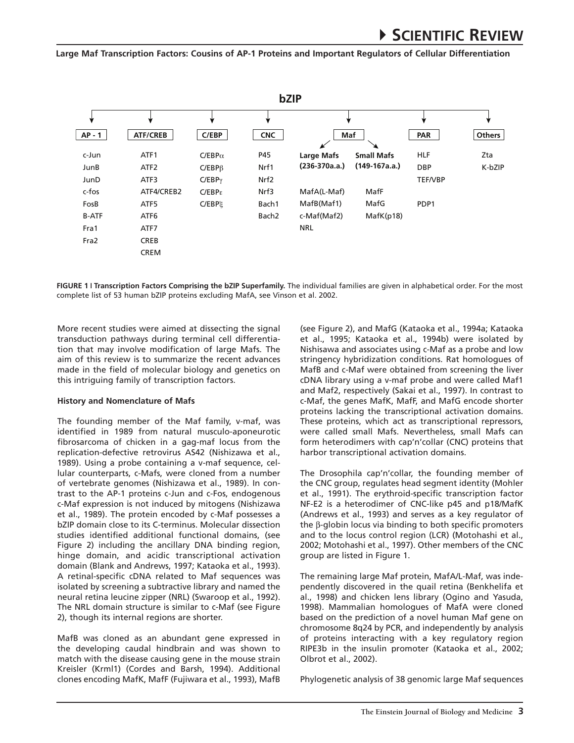**bZIP**

| AP - 1 | ATF/CREB | C/EBP | CNC | Maf | | PAR | Others |
|---|---|---|---|---|---|---|---|
| | | | | Large Mafs (236-370a.a.) | Small Mafs (149-167a.a.) | | |
| c-Jun | ATF1 | C/EBPα | P45 | | | HLF | Zta |
| JunB | ATF2 | C/EBPβ | Nrf1 | | | DBP | K-bZIP |
| JunD | ATF3 | C/EBPγ | Nrf2 | | | TEF/VBP | |
| c-fos | ATF4/CREB2 | C/EBPε | Nrf3 | MafA(L-Maf) | MafF | | |
| FosB | ATF5 | C/EBPξ | Bach1 | MafB(Maf1) | MafG | PDP1 | |
| B-ATF | ATF6 | | Bach2 | c-Maf(Maf2) | MafK(p18) | | |
| Fra1 | ATF7 | | | NRL | | | |
| Fra2 | CREB | | | | | | |
| | CREM | | | | | | |

**FIGURE 1 | Transcription Factors Comprising the bZIP Superfamily.** The individual families are given in alphabetical order. For the most complete list of 53 human bZIP proteins excluding MafA, see Vinson et al. 2002.

More recent studies were aimed at dissecting the signal transduction pathways during terminal cell differentiation that may involve modification of large Mafs. The aim of this review is to summarize the recent advances made in the field of molecular biology and genetics on this intriguing family of transcription factors.

**History and Nomenclature of Mafs**

The founding member of the Maf family, v-maf, was identified in 1989 from natural musculo-aponeurotic fibrosarcoma of chicken in a gag-maf locus from the replication-defective retrovirus AS42 (Nishizawa et al., 1989). Using a probe containing a v-maf sequence, cellular counterparts, c-Mafs, were cloned from a number of vertebrate genomes (Nishizawa et al., 1989). In contrast to the AP-1 proteins c-Jun and c-Fos, endogenous c-Maf expression is not induced by mitogens (Nishizawa et al., 1989). The protein encoded by c-Maf possesses a bZIP domain close to its C-terminus. Molecular dissection studies identified additional functional domains, (see Figure 2) including the ancillary DNA binding region, hinge domain, and acidic transcriptional activation domain (Blank and Andrews, 1997; Kataoka et al., 1993). A retinal-specific cDNA related to Maf sequences was isolated by screening a subtractive library and named the neural retina leucine zipper (NRL) (Swaroop et al., 1992). The NRL domain structure is similar to c-Maf (see Figure 2), though its internal regions are shorter.

MafB was cloned as an abundant gene expressed in the developing caudal hindbrain and was shown to match with the disease causing gene in the mouse strain Kreisler (Krml1) (Cordes and Barsh, 1994). Additional clones encoding MafK, MafF (Fujiwara et al., 1993), MafB (see Figure 2), and MafG (Kataoka et al., 1994a; Kataoka et al., 1995; Kataoka et al., 1994b) were isolated by Nishisawa and associates using c-Maf as a probe and low stringency hybridization conditions. Rat homologues of MafB and c-Maf were obtained from screening the liver cDNA library using a v-maf probe and were called Maf1 and Maf2, respectively (Sakai et al., 1997). In contrast to c-Maf, the genes MafK, MafF, and MafG encode shorter proteins lacking the transcriptional activation domains. These proteins, which act as transcriptional repressors, were called small Mafs. Nevertheless, small Mafs can form heterodimers with cap'n'collar (CNC) proteins that harbor transcriptional activation domains.

The Drosophila cap'n'collar, the founding member of the CNC group, regulates head segment identity (Mohler et al., 1991). The erythroid-specific transcription factor NF-E2 is a heterodimer of CNC-like p45 and p18/MafK (Andrews et al., 1993) and serves as a key regulator of the β-globin locus via binding to both specific promoters and to the locus control region (LCR) (Motohashi et al., 2002; Motohashi et al., 1997). Other members of the CNC group are listed in Figure 1.

The remaining large Maf protein, MafA/L-Maf, was independently discovered in the quail retina (Benkhelifa et al., 1998) and chicken lens library (Ogino and Yasuda, 1998). Mammalian homologues of MafA were cloned based on the prediction of a novel human Maf gene on chromosome 8q24 by PCR, and independently by analysis of proteins interacting with a key regulatory region RIPE3b in the insulin promoter (Kataoka et al., 2002; Olbrot et al., 2002).

Phylogenetic analysis of 38 genomic large Maf sequences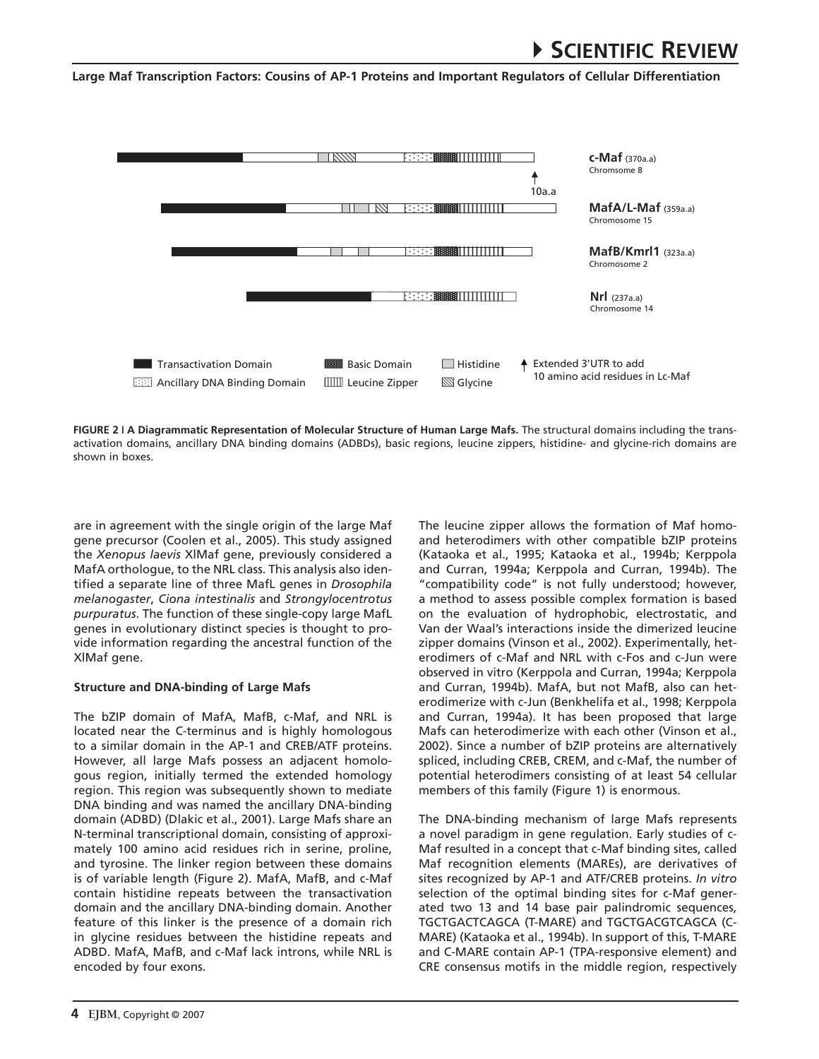c-Maf (370a.a) Chromsome 8

10a.a

MafA/L-Maf (359a.a) Chromosome 15

MafB/Kmrl1 (323a.a) Chromosome 2

Nrl (237a.a) Chromosome 14

Transactivation Domain | Basic Domain | Histidine | Extended 3'UTR to add 10 amino acid residues in Lc-Maf | Ancillary DNA Binding Domain | Leucine Zipper | Glycine

**FIGURE 2 | A Diagrammatic Representation of Molecular Structure of Human Large Mafs.** The structural domains including the transactivation domains, ancillary DNA binding domains (ADBDs), basic regions, leucine zippers, histidine- and glycine-rich domains are shown in boxes.

are in agreement with the single origin of the large Maf gene precursor (Coolen et al., 2005). This study assigned the *Xenopus laevis* XlMaf gene, previously considered a MafA orthologue, to the NRL class. This analysis also identified a separate line of three MafL genes in *Drosophila melanogaster*, *Ciona intestinalis* and *Strongylocentrotus purpuratus*. The function of these single-copy large MafL genes in evolutionary distinct species is thought to provide information regarding the ancestral function of the XlMaf gene.

**Structure and DNA-binding of Large Mafs**

The bZIP domain of MafA, MafB, c-Maf, and NRL is located near the C-terminus and is highly homologous to a similar domain in the AP-1 and CREB/ATF proteins. However, all large Mafs possess an adjacent homologous region, initially termed the extended homology region. This region was subsequently shown to mediate DNA binding and was named the ancillary DNA-binding domain (ADBD) (Dlakic et al., 2001). Large Mafs share an N-terminal transcriptional domain, consisting of approximately 100 amino acid residues rich in serine, proline, and tyrosine. The linker region between these domains is of variable length (Figure 2). MafA, MafB, and c-Maf contain histidine repeats between the transactivation domain and the ancillary DNA-binding domain. Another feature of this linker is the presence of a domain rich in glycine residues between the histidine repeats and ADBD. MafA, MafB, and c-Maf lack introns, while NRL is encoded by four exons.

The leucine zipper allows the formation of Maf homo- and heterodimers with other compatible bZIP proteins (Kataoka et al., 1995; Kataoka et al., 1994b; Kerppola and Curran, 1994a; Kerppola and Curran, 1994b). The "compatibility code" is not fully understood; however, a method to assess possible complex formation is based on the evaluation of hydrophobic, electrostatic, and Van der Waal's interactions inside the dimerized leucine zipper domains (Vinson et al., 2002). Experimentally, heterodimers of c-Maf and NRL with c-Fos and c-Jun were observed in vitro (Kerppola and Curran, 1994a; Kerppola and Curran, 1994b). MafA, but not MafB, also can heterodimerize with c-Jun (Benkhelifa et al., 1998; Kerppola and Curran, 1994a). It has been proposed that large Mafs can heterodimerize with each other (Vinson et al., 2002). Since a number of bZIP proteins are alternatively spliced, including CREB, CREM, and c-Maf, the number of potential heterodimers consisting of at least 54 cellular members of this family (Figure 1) is enormous.

The DNA-binding mechanism of large Mafs represents a novel paradigm in gene regulation. Early studies of c-Maf resulted in a concept that c-Maf binding sites, called Maf recognition elements (MAREs), are derivatives of sites recognized by AP-1 and ATF/CREB proteins. *In vitro* selection of the optimal binding sites for c-Maf generated two 13 and 14 base pair palindromic sequences, TGCTGACTCAGCA (T-MARE) and TGCTGACGTCAGCA (C-MARE) (Kataoka et al., 1994b). In support of this, T-MARE and C-MARE contain AP-1 (TPA-responsive element) and CRE consensus motifs in the middle region, respectively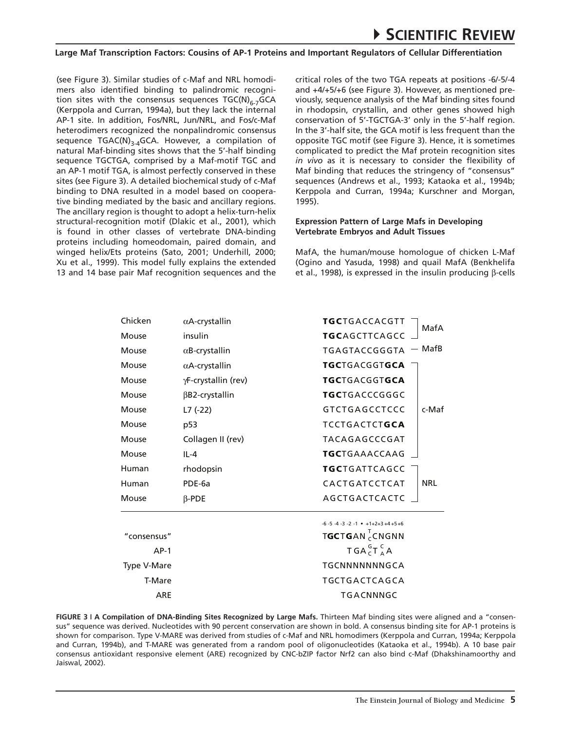(see Figure 3). Similar studies of c-Maf and NRL homodimers also identified binding to palindromic recognition sites with the consensus sequences $TGC(N)_{6-7}GCA$ (Kerppola and Curran, 1994a), but they lack the internal AP-1 site. In addition, Fos/NRL, Jun/NRL, and Fos/c-Maf heterodimers recognized the nonpalindromic consensus sequence $TGAC(N)_{3-4}GCA$. However, a compilation of natural Maf-binding sites shows that the 5'-half binding sequence TGCTGA, comprised by a Maf-motif TGC and an AP-1 motif TGA, is almost perfectly conserved in these sites (see Figure 3). A detailed biochemical study of c-Maf binding to DNA resulted in a model based on cooperative binding mediated by the basic and ancillary regions. The ancillary region is thought to adopt a helix-turn-helix structural-recognition motif (Dlakic et al., 2001), which is found in other classes of vertebrate DNA-binding proteins including homeodomain, paired domain, and winged helix/Ets proteins (Sato, 2001; Underhill, 2000; Xu et al., 1999). This model fully explains the extended 13 and 14 base pair Maf recognition sequences and the critical roles of the two TGA repeats at positions -6/-5/-4 and +4/+5/+6 (see Figure 3). However, as mentioned previously, sequence analysis of the Maf binding sites found in rhodopsin, crystallin, and other genes showed high conservation of 5'-TGCTGA-3' only in the 5'-half region. In the 3'-half site, the GCA motif is less frequent than the opposite TGC motif (see Figure 3). Hence, it is sometimes complicated to predict the Maf protein recognition sites *in vivo* as it is necessary to consider the flexibility of Maf binding that reduces the stringency of "consensus" sequences (Andrews et al., 1993; Kataoka et al., 1994b; Kerppola and Curran, 1994a; Kurschner and Morgan, 1995).

### Expression Pattern of Large Mafs in Developing Vertebrate Embryos and Adult Tissues

MafA, the human/mouse homologue of chicken L-Maf (Ogino and Yasuda, 1998) and quail MafA (Benkhelifa et al., 1998), is expressed in the insulin producing β-cells

| Species | Gene | Sequence | Factor |
|---|---|---|---|
| Chicken | αA-crystallin | **TGC**TGACCACGTT | MafA |
| Mouse | insulin | **TGC**AGCTTCAGCC | MafA |
| Mouse | αB-crystallin | TGAGTACCGGGTA | MafB |
| Mouse | αA-crystallin | **TGC**TGACGGT**GCA** | c-Maf |
| Mouse | γF-crystallin (rev) | **TGC**TGACGGT**GCA** | c-Maf |
| Mouse | βB2-crystallin | **TGC**TGACCCGGGC | c-Maf |
| Mouse | L7 (-22) | GTCTGAGCCTCCC | c-Maf |
| Mouse | p53 | TCCTGACTCT**GCA** | c-Maf |
| Mouse | Collagen II (rev) | TACAGAGCCCGAT | c-Maf |
| Mouse | IL-4 | **TGC**TGAAACCAAG | c-Maf |
| Human | rhodopsin | **TGC**TGATTCAGCC | NRL |
| Human | PDE-6a | CACTGATCCTCAT | NRL |
| Mouse | β-PDE | AGCTGACTCACTC | NRL |

| | -6 -5 -4 -3 -2 -1 • +1+2+3+4+5+6 |
|---|---|
| "consensus" | T**GC**T**G**AN(T/C)CNGNN |
| AP-1 | TGA(G/C)T(C/A)A |
| Type V-Mare | TGCNNNNNNNGCA |
| T-Mare | TGCTGACTCAGCA |
| ARE | TGACNNNGC |

**FIGURE 3 | A Compilation of DNA-Binding Sites Recognized by Large Mafs.** Thirteen Maf binding sites were aligned and a "consensus" sequence was derived. Nucleotides with 90 percent conservation are shown in bold. A consensus binding site for AP-1 proteins is shown for comparison. Type V-MARE was derived from studies of c-Maf and NRL homodimers (Kerppola and Curran, 1994a; Kerppola and Curran, 1994b), and T-MARE was generated from a random pool of oligonucleotides (Kataoka et al., 1994b). A 10 base pair consensus antioxidant responsive element (ARE) recognized by CNC-bZIP factor Nrf2 can also bind c-Maf (Dhakshinamoorthy and Jaiswal, 2002).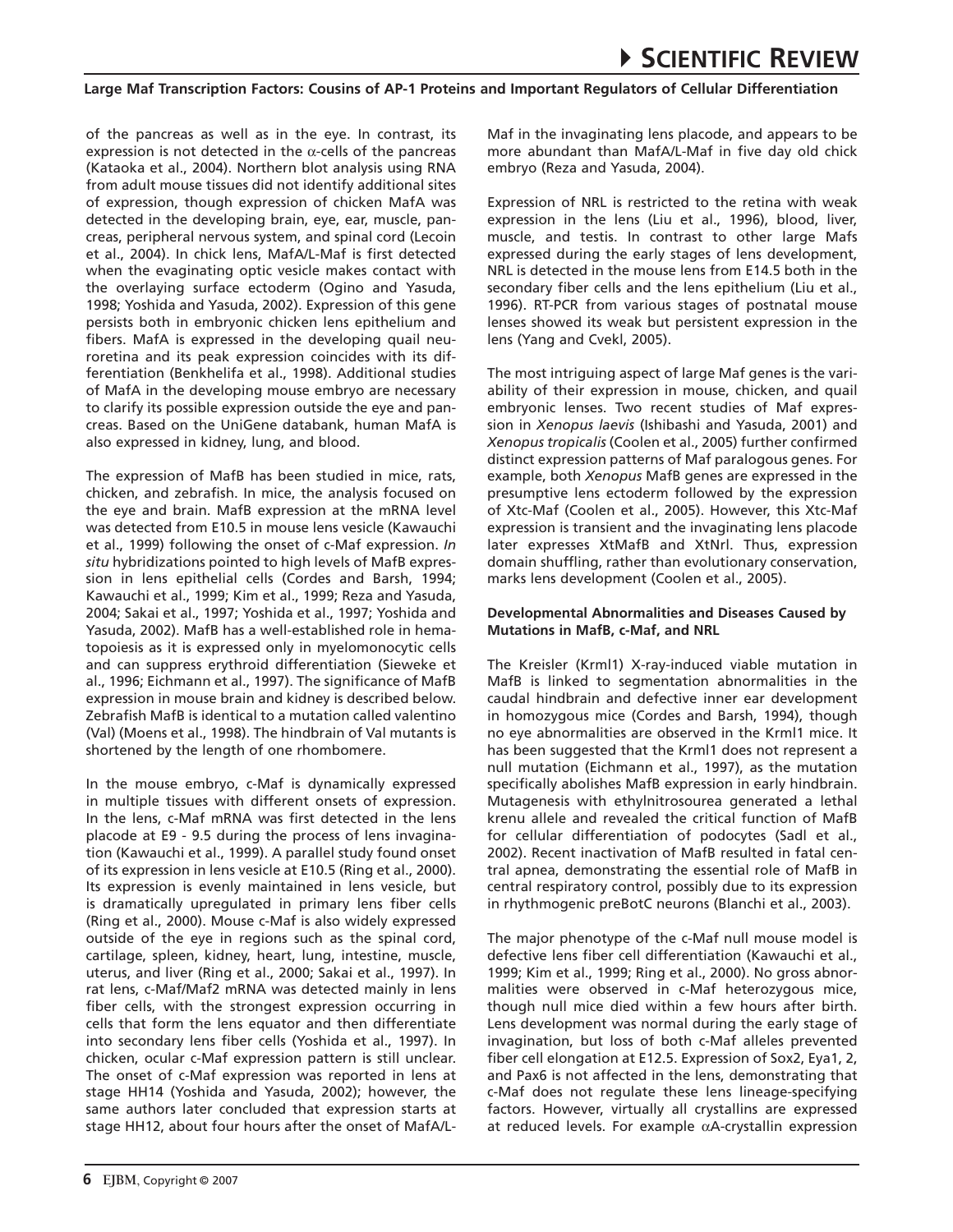of the pancreas as well as in the eye. In contrast, its expression is not detected in the α-cells of the pancreas (Kataoka et al., 2004). Northern blot analysis using RNA from adult mouse tissues did not identify additional sites of expression, though expression of chicken MafA was detected in the developing brain, eye, ear, muscle, pancreas, peripheral nervous system, and spinal cord (Lecoin et al., 2004). In chick lens, MafA/L-Maf is first detected when the evaginating optic vesicle makes contact with the overlaying surface ectoderm (Ogino and Yasuda, 1998; Yoshida and Yasuda, 2002). Expression of this gene persists both in embryonic chicken lens epithelium and fibers. MafA is expressed in the developing quail neuroretina and its peak expression coincides with its differentiation (Benkhelifa et al., 1998). Additional studies of MafA in the developing mouse embryo are necessary to clarify its possible expression outside the eye and pancreas. Based on the UniGene databank, human MafA is also expressed in kidney, lung, and blood.

The expression of MafB has been studied in mice, rats, chicken, and zebrafish. In mice, the analysis focused on the eye and brain. MafB expression at the mRNA level was detected from E10.5 in mouse lens vesicle (Kawauchi et al., 1999) following the onset of c-Maf expression. *In situ* hybridizations pointed to high levels of MafB expression in lens epithelial cells (Cordes and Barsh, 1994; Kawauchi et al., 1999; Kim et al., 1999; Reza and Yasuda, 2004; Sakai et al., 1997; Yoshida et al., 1997; Yoshida and Yasuda, 2002). MafB has a well-established role in hematopoiesis as it is expressed only in myelomonocytic cells and can suppress erythroid differentiation (Sieweke et al., 1996; Eichmann et al., 1997). The significance of MafB expression in mouse brain and kidney is described below. Zebrafish MafB is identical to a mutation called valentino (Val) (Moens et al., 1998). The hindbrain of Val mutants is shortened by the length of one rhombomere.

In the mouse embryo, c-Maf is dynamically expressed in multiple tissues with different onsets of expression. In the lens, c-Maf mRNA was first detected in the lens placode at E9 - 9.5 during the process of lens invagination (Kawauchi et al., 1999). A parallel study found onset of its expression in lens vesicle at E10.5 (Ring et al., 2000). Its expression is evenly maintained in lens vesicle, but is dramatically upregulated in primary lens fiber cells (Ring et al., 2000). Mouse c-Maf is also widely expressed outside of the eye in regions such as the spinal cord, cartilage, spleen, kidney, heart, lung, intestine, muscle, uterus, and liver (Ring et al., 2000; Sakai et al., 1997). In rat lens, c-Maf/Maf2 mRNA was detected mainly in lens fiber cells, with the strongest expression occurring in cells that form the lens equator and then differentiate into secondary lens fiber cells (Yoshida et al., 1997). In chicken, ocular c-Maf expression pattern is still unclear. The onset of c-Maf expression was reported in lens at stage HH14 (Yoshida and Yasuda, 2002); however, the same authors later concluded that expression starts at stage HH12, about four hours after the onset of MafA/L-Maf in the invaginating lens placode, and appears to be more abundant than MafA/L-Maf in five day old chick embryo (Reza and Yasuda, 2004).

Expression of NRL is restricted to the retina with weak expression in the lens (Liu et al., 1996), blood, liver, muscle, and testis. In contrast to other large Mafs expressed during the early stages of lens development, NRL is detected in the mouse lens from E14.5 both in the secondary fiber cells and the lens epithelium (Liu et al., 1996). RT-PCR from various stages of postnatal mouse lenses showed its weak but persistent expression in the lens (Yang and Cvekl, 2005).

The most intriguing aspect of large Maf genes is the variability of their expression in mouse, chicken, and quail embryonic lenses. Two recent studies of Maf expression in *Xenopus laevis* (Ishibashi and Yasuda, 2001) and *Xenopus tropicalis* (Coolen et al., 2005) further confirmed distinct expression patterns of Maf paralogous genes. For example, both *Xenopus* MafB genes are expressed in the presumptive lens ectoderm followed by the expression of Xtc-Maf (Coolen et al., 2005). However, this Xtc-Maf expression is transient and the invaginating lens placode later expresses XtMafB and XtNrl. Thus, expression domain shuffling, rather than evolutionary conservation, marks lens development (Coolen et al., 2005).

**Developmental Abnormalities and Diseases Caused by Mutations in MafB, c-Maf, and NRL**

The Kreisler (Krml1) X-ray-induced viable mutation in MafB is linked to segmentation abnormalities in the caudal hindbrain and defective inner ear development in homozygous mice (Cordes and Barsh, 1994), though no eye abnormalities are observed in the Krml1 mice. It has been suggested that the Krml1 does not represent a null mutation (Eichmann et al., 1997), as the mutation specifically abolishes MafB expression in early hindbrain. Mutagenesis with ethylnitrosourea generated a lethal krenu allele and revealed the critical function of MafB for cellular differentiation of podocytes (Sadl et al., 2002). Recent inactivation of MafB resulted in fatal central apnea, demonstrating the essential role of MafB in central respiratory control, possibly due to its expression in rhythmogenic preBotC neurons (Blanchi et al., 2003).

The major phenotype of the c-Maf null mouse model is defective lens fiber cell differentiation (Kawauchi et al., 1999; Kim et al., 1999; Ring et al., 2000). No gross abnormalities were observed in c-Maf heterozygous mice, though null mice died within a few hours after birth. Lens development was normal during the early stage of invagination, but loss of both c-Maf alleles prevented fiber cell elongation at E12.5. Expression of Sox2, Eya1, 2, and Pax6 is not affected in the lens, demonstrating that c-Maf does not regulate these lens lineage-specifying factors. However, virtually all crystallins are expressed at reduced levels. For example αA-crystallin expression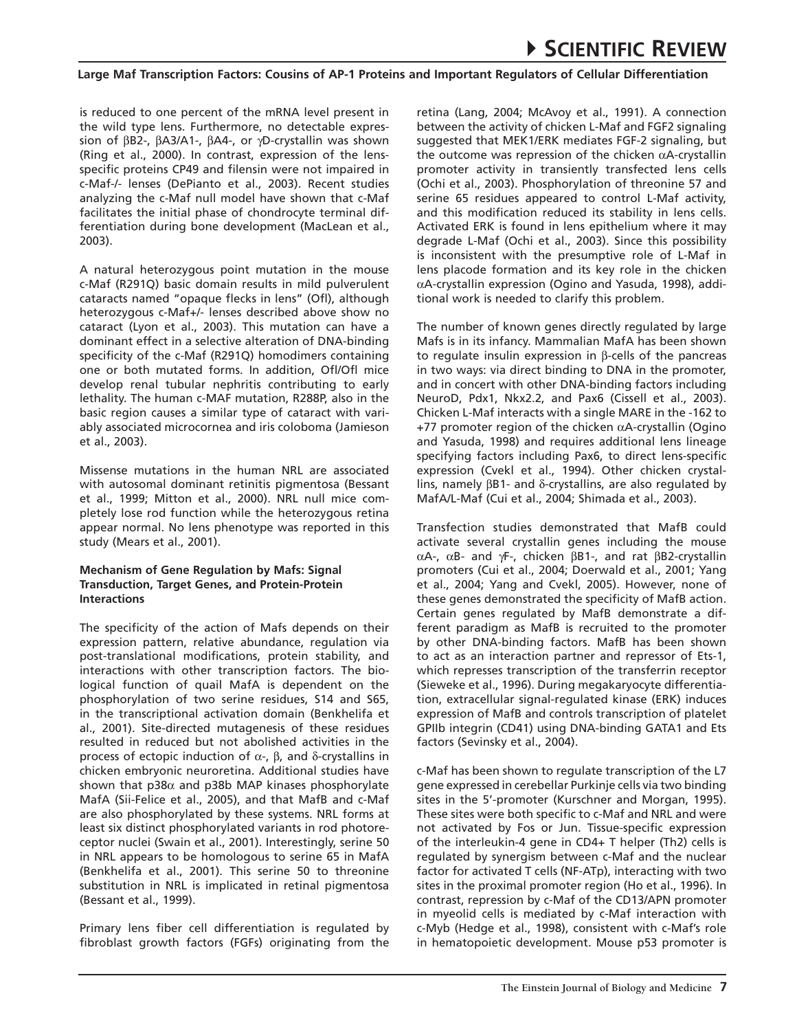is reduced to one percent of the mRNA level present in the wild type lens. Furthermore, no detectable expression of βB2-, βA3/A1-, βA4-, or γD-crystallin was shown (Ring et al., 2000). In contrast, expression of the lens-specific proteins CP49 and filensin were not impaired in c-Maf-/- lenses (DePianto et al., 2003). Recent studies analyzing the c-Maf null model have shown that c-Maf facilitates the initial phase of chondrocyte terminal differentiation during bone development (MacLean et al., 2003).

A natural heterozygous point mutation in the mouse c-Maf (R291Q) basic domain results in mild pulverulent cataracts named "opaque flecks in lens" (Ofl), although heterozygous c-Maf+/- lenses described above show no cataract (Lyon et al., 2003). This mutation can have a dominant effect in a selective alteration of DNA-binding specificity of the c-Maf (R291Q) homodimers containing one or both mutated forms. In addition, Ofl/Ofl mice develop renal tubular nephritis contributing to early lethality. The human c-MAF mutation, R288P, also in the basic region causes a similar type of cataract with variably associated microcornea and iris coloboma (Jamieson et al., 2003).

Missense mutations in the human NRL are associated with autosomal dominant retinitis pigmentosa (Bessant et al., 1999; Mitton et al., 2000). NRL null mice completely lose rod function while the heterozygous retina appear normal. No lens phenotype was reported in this study (Mears et al., 2001).

**Mechanism of Gene Regulation by Mafs: Signal Transduction, Target Genes, and Protein-Protein Interactions**

The specificity of the action of Mafs depends on their expression pattern, relative abundance, regulation via post-translational modifications, protein stability, and interactions with other transcription factors. The biological function of quail MafA is dependent on the phosphorylation of two serine residues, S14 and S65, in the transcriptional activation domain (Benkhelifa et al., 2001). Site-directed mutagenesis of these residues resulted in reduced but not abolished activities in the process of ectopic induction of α-, β, and δ-crystallins in chicken embryonic neuroretina. Additional studies have shown that p38α and p38b MAP kinases phosphorylate MafA (Sii-Felice et al., 2005), and that MafB and c-Maf are also phosphorylated by these systems. NRL forms at least six distinct phosphorylated variants in rod photoreceptor nuclei (Swain et al., 2001). Interestingly, serine 50 in NRL appears to be homologous to serine 65 in MafA (Benkhelifa et al., 2001). This serine 50 to threonine substitution in NRL is implicated in retinal pigmentosa (Bessant et al., 1999).

Primary lens fiber cell differentiation is regulated by fibroblast growth factors (FGFs) originating from the retina (Lang, 2004; McAvoy et al., 1991). A connection between the activity of chicken L-Maf and FGF2 signaling suggested that MEK1/ERK mediates FGF-2 signaling, but the outcome was repression of the chicken αA-crystallin promoter activity in transiently transfected lens cells (Ochi et al., 2003). Phosphorylation of threonine 57 and serine 65 residues appeared to control L-Maf activity, and this modification reduced its stability in lens cells. Activated ERK is found in lens epithelium where it may degrade L-Maf (Ochi et al., 2003). Since this possibility is inconsistent with the presumptive role of L-Maf in lens placode formation and its key role in the chicken αA-crystallin expression (Ogino and Yasuda, 1998), additional work is needed to clarify this problem.

The number of known genes directly regulated by large Mafs is in its infancy. Mammalian MafA has been shown to regulate insulin expression in β-cells of the pancreas in two ways: via direct binding to DNA in the promoter, and in concert with other DNA-binding factors including NeuroD, Pdx1, Nkx2.2, and Pax6 (Cissell et al., 2003). Chicken L-Maf interacts with a single MARE in the -162 to +77 promoter region of the chicken αA-crystallin (Ogino and Yasuda, 1998) and requires additional lens lineage specifying factors including Pax6, to direct lens-specific expression (Cvekl et al., 1994). Other chicken crystallins, namely βB1- and δ-crystallins, are also regulated by MafA/L-Maf (Cui et al., 2004; Shimada et al., 2003).

Transfection studies demonstrated that MafB could activate several crystallin genes including the mouse αA-, αB- and γF-, chicken βB1-, and rat βB2-crystallin promoters (Cui et al., 2004; Doerwald et al., 2001; Yang et al., 2004; Yang and Cvekl, 2005). However, none of these genes demonstrated the specificity of MafB action. Certain genes regulated by MafB demonstrate a different paradigm as MafB is recruited to the promoter by other DNA-binding factors. MafB has been shown to act as an interaction partner and repressor of Ets-1, which represses transcription of the transferrin receptor (Sieweke et al., 1996). During megakaryocyte differentiation, extracellular signal-regulated kinase (ERK) induces expression of MafB and controls transcription of platelet GPIIb integrin (CD41) using DNA-binding GATA1 and Ets factors (Sevinsky et al., 2004).

c-Maf has been shown to regulate transcription of the L7 gene expressed in cerebellar Purkinje cells via two binding sites in the 5'-promoter (Kurschner and Morgan, 1995). These sites were both specific to c-Maf and NRL and were not activated by Fos or Jun. Tissue-specific expression of the interleukin-4 gene in CD4+ T helper (Th2) cells is regulated by synergism between c-Maf and the nuclear factor for activated T cells (NF-ATp), interacting with two sites in the proximal promoter region (Ho et al., 1996). In contrast, repression by c-Maf of the CD13/APN promoter in myeolid cells is mediated by c-Maf interaction with c-Myb (Hedge et al., 1998), consistent with c-Maf's role in hematopoietic development. Mouse p53 promoter is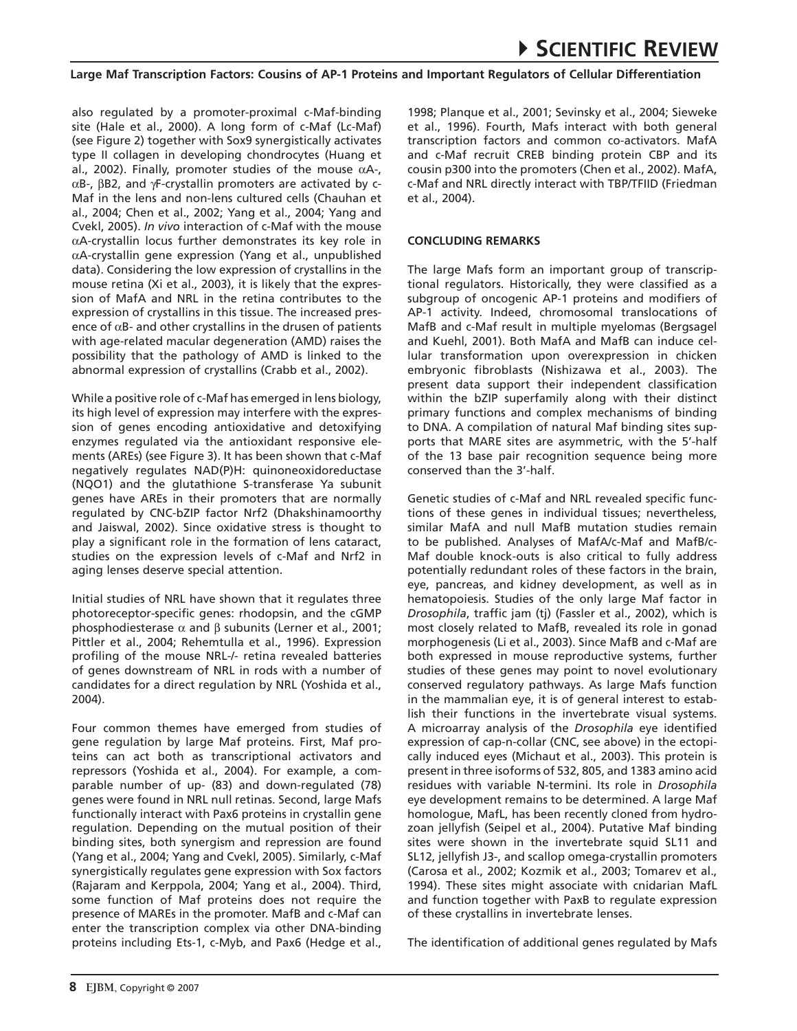also regulated by a promoter-proximal c-Maf-binding site (Hale et al., 2000). A long form of c-Maf (Lc-Maf) (see Figure 2) together with Sox9 synergistically activates type II collagen in developing chondrocytes (Huang et al., 2002). Finally, promoter studies of the mouse αA-, αB-, βB2, and γF-crystallin promoters are activated by c-Maf in the lens and non-lens cultured cells (Chauhan et al., 2004; Chen et al., 2002; Yang et al., 2004; Yang and Cvekl, 2005). *In vivo* interaction of c-Maf with the mouse αA-crystallin locus further demonstrates its key role in αA-crystallin gene expression (Yang et al., unpublished data). Considering the low expression of crystallins in the mouse retina (Xi et al., 2003), it is likely that the expression of MafA and NRL in the retina contributes to the expression of crystallins in this tissue. The increased presence of αB- and other crystallins in the drusen of patients with age-related macular degeneration (AMD) raises the possibility that the pathology of AMD is linked to the abnormal expression of crystallins (Crabb et al., 2002).

While a positive role of c-Maf has emerged in lens biology, its high level of expression may interfere with the expression of genes encoding antioxidative and detoxifying enzymes regulated via the antioxidant responsive elements (AREs) (see Figure 3). It has been shown that c-Maf negatively regulates NAD(P)H: quinoneoxidoreductase (NQO1) and the glutathione S-transferase Ya subunit genes have AREs in their promoters that are normally regulated by CNC-bZIP factor Nrf2 (Dhakshinamoorthy and Jaiswal, 2002). Since oxidative stress is thought to play a significant role in the formation of lens cataract, studies on the expression levels of c-Maf and Nrf2 in aging lenses deserve special attention.

Initial studies of NRL have shown that it regulates three photoreceptor-specific genes: rhodopsin, and the cGMP phosphodiesterase α and β subunits (Lerner et al., 2001; Pittler et al., 2004; Rehemtulla et al., 1996). Expression profiling of the mouse NRL-/- retina revealed batteries of genes downstream of NRL in rods with a number of candidates for a direct regulation by NRL (Yoshida et al., 2004).

Four common themes have emerged from studies of gene regulation by large Maf proteins. First, Maf proteins can act both as transcriptional activators and repressors (Yoshida et al., 2004). For example, a comparable number of up- (83) and down-regulated (78) genes were found in NRL null retinas. Second, large Mafs functionally interact with Pax6 proteins in crystallin gene regulation. Depending on the mutual position of their binding sites, both synergism and repression are found (Yang et al., 2004; Yang and Cvekl, 2005). Similarly, c-Maf synergistically regulates gene expression with Sox factors (Rajaram and Kerppola, 2004; Yang et al., 2004). Third, some function of Maf proteins does not require the presence of MAREs in the promoter. MafB and c-Maf can enter the transcription complex via other DNA-binding proteins including Ets-1, c-Myb, and Pax6 (Hedge et al., 1998; Planque et al., 2001; Sevinsky et al., 2004; Sieweke et al., 1996). Fourth, Mafs interact with both general transcription factors and common co-activators. MafA and c-Maf recruit CREB binding protein CBP and its cousin p300 into the promoters (Chen et al., 2002). MafA, c-Maf and NRL directly interact with TBP/TFIID (Friedman et al., 2004).

## CONCLUDING REMARKS

The large Mafs form an important group of transcriptional regulators. Historically, they were classified as a subgroup of oncogenic AP-1 proteins and modifiers of AP-1 activity. Indeed, chromosomal translocations of MafB and c-Maf result in multiple myelomas (Bergsagel and Kuehl, 2001). Both MafA and MafB can induce cellular transformation upon overexpression in chicken embryonic fibroblasts (Nishizawa et al., 2003). The present data support their independent classification within the bZIP superfamily along with their distinct primary functions and complex mechanisms of binding to DNA. A compilation of natural Maf binding sites supports that MARE sites are asymmetric, with the 5'-half of the 13 base pair recognition sequence being more conserved than the 3'-half.

Genetic studies of c-Maf and NRL revealed specific functions of these genes in individual tissues; nevertheless, similar MafA and null MafB mutation studies remain to be published. Analyses of MafA/c-Maf and MafB/c-Maf double knock-outs is also critical to fully address potentially redundant roles of these factors in the brain, eye, pancreas, and kidney development, as well as in hematopoiesis. Studies of the only large Maf factor in *Drosophila*, traffic jam (tj) (Fassler et al., 2002), which is most closely related to MafB, revealed its role in gonad morphogenesis (Li et al., 2003). Since MafB and c-Maf are both expressed in mouse reproductive systems, further studies of these genes may point to novel evolutionary conserved regulatory pathways. As large Mafs function in the mammalian eye, it is of general interest to establish their functions in the invertebrate visual systems. A microarray analysis of the *Drosophila* eye identified expression of cap-n-collar (CNC, see above) in the ectopically induced eyes (Michaut et al., 2003). This protein is present in three isoforms of 532, 805, and 1383 amino acid residues with variable N-termini. Its role in *Drosophila* eye development remains to be determined. A large Maf homologue, MafL, has been recently cloned from hydrozoan jellyfish (Seipel et al., 2004). Putative Maf binding sites were shown in the invertebrate squid SL11 and SL12, jellyfish J3-, and scallop omega-crystallin promoters (Carosa et al., 2002; Kozmik et al., 2003; Tomarev et al., 1994). These sites might associate with cnidarian MafL and function together with PaxB to regulate expression of these crystallins in invertebrate lenses.

The identification of additional genes regulated by Mafs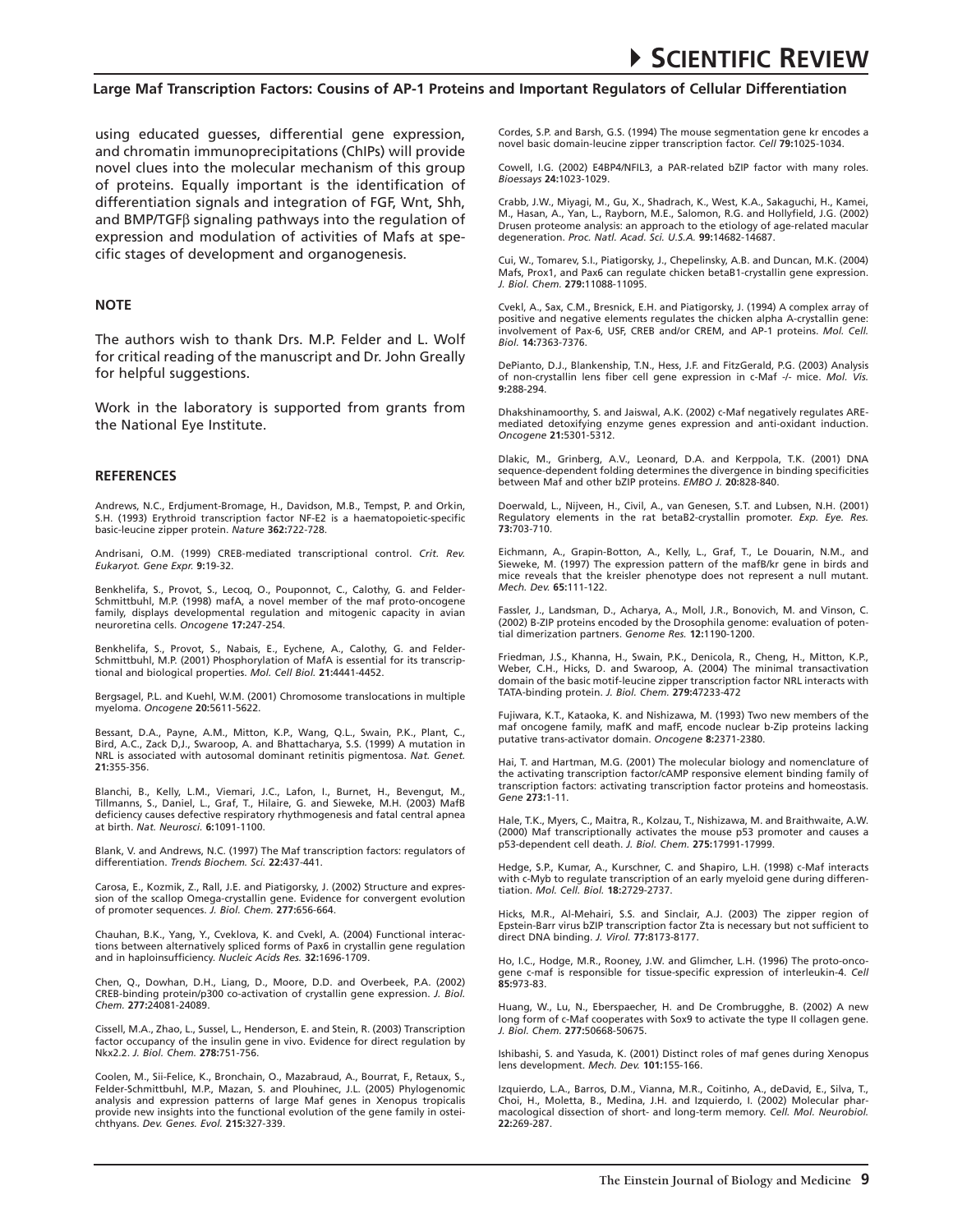using educated guesses, differential gene expression, and chromatin immunoprecipitations (ChIPs) will provide novel clues into the molecular mechanism of this group of proteins. Equally important is the identification of differentiation signals and integration of FGF, Wnt, Shh, and BMP/TGFβ signaling pathways into the regulation of expression and modulation of activities of Mafs at specific stages of development and organogenesis.

## NOTE

The authors wish to thank Drs. M.P. Felder and L. Wolf for critical reading of the manuscript and Dr. John Greally for helpful suggestions.

Work in the laboratory is supported from grants from the National Eye Institute.

## REFERENCES

Andrews, N.C., Erdjument-Bromage, H., Davidson, M.B., Tempst, P. and Orkin, S.H. (1993) Erythroid transcription factor NF-E2 is a haematopoietic-specific basic-leucine zipper protein. *Nature* **362:**722-728.

Andrisani, O.M. (1999) CREB-mediated transcriptional control. *Crit. Rev. Eukaryot. Gene Expr.* **9:**19-32.

Benkhelifa, S., Provot, S., Lecoq, O., Pouponnot, C., Calothy, G. and Felder-Schmittbuhl, M.P. (1998) mafA, a novel member of the maf proto-oncogene family, displays developmental regulation and mitogenic capacity in avian neuroretina cells. *Oncogene* **17:**247-254.

Benkhelifa, S., Provot, S., Nabais, E., Eychene, A., Calothy, G. and Felder-Schmittbuhl, M.P. (2001) Phosphorylation of MafA is essential for its transcriptional and biological properties. *Mol. Cell Biol.* **21:**4441-4452.

Bergsagel, P.L. and Kuehl, W.M. (2001) Chromosome translocations in multiple myeloma. *Oncogene* **20:**5611-5622.

Bessant, D.A., Payne, A.M., Mitton, K.P., Wang, Q.L., Swain, P.K., Plant, C., Bird, A.C., Zack D,J., Swaroop, A. and Bhattacharya, S.S. (1999) A mutation in NRL is associated with autosomal dominant retinitis pigmentosa. *Nat. Genet.* **21:**355-356.

Blanchi, B., Kelly, L.M., Viemari, J.C., Lafon, I., Burnet, H., Bevengut, M., Tillmanns, S., Daniel, L., Graf, T., Hilaire, G. and Sieweke, M.H. (2003) MafB deficiency causes defective respiratory rhythmogenesis and fatal central apnea at birth. *Nat. Neurosci.* **6:**1091-1100.

Blank, V. and Andrews, N.C. (1997) The Maf transcription factors: regulators of differentiation. *Trends Biochem. Sci.* **22:**437-441.

Carosa, E., Kozmik, Z., Rall, J.E. and Piatigorsky, J. (2002) Structure and expression of the scallop Omega-crystallin gene. Evidence for convergent evolution of promoter sequences. *J. Biol. Chem.* **277:**656-664.

Chauhan, B.K., Yang, Y., Cveklova, K. and Cvekl, A. (2004) Functional interactions between alternatively spliced forms of Pax6 in crystallin gene regulation and in haploinsufficiency. *Nucleic Acids Res.* **32:**1696-1709.

Chen, Q., Dowhan, D.H., Liang, D., Moore, D.D. and Overbeek, P.A. (2002) CREB-binding protein/p300 co-activation of crystallin gene expression. *J. Biol. Chem.* **277:**24081-24089.

Cissell, M.A., Zhao, L., Sussel, L., Henderson, E. and Stein, R. (2003) Transcription factor occupancy of the insulin gene in vivo. Evidence for direct regulation by Nkx2.2. *J. Biol. Chem.* **278:**751-756.

Coolen, M., Sii-Felice, K., Bronchain, O., Mazabraud, A., Bourrat, F., Retaux, S., Felder-Schmittbuhl, M.P., Mazan, S. and Plouhinec, J.L. (2005) Phylogenomic analysis and expression patterns of large Maf genes in Xenopus tropicalis provide new insights into the functional evolution of the gene family in osteichthyans. *Dev. Genes. Evol.* **215:**327-339.

Cordes, S.P. and Barsh, G.S. (1994) The mouse segmentation gene kr encodes a novel basic domain-leucine zipper transcription factor. *Cell* **79:**1025-1034.

Cowell, I.G. (2002) E4BP4/NFIL3, a PAR-related bZIP factor with many roles. *Bioessays* **24:**1023-1029.

Crabb, J.W., Miyagi, M., Gu, X., Shadrach, K., West, K.A., Sakaguchi, H., Kamei, M., Hasan, A., Yan, L., Rayborn, M.E., Salomon, R.G. and Hollyfield, J.G. (2002) Drusen proteome analysis: an approach to the etiology of age-related macular degeneration. *Proc. Natl. Acad. Sci. U.S.A.* **99:**14682-14687.

Cui, W., Tomarev, S.I., Piatigorsky, J., Chepelinsky, A.B. and Duncan, M.K. (2004) Mafs, Prox1, and Pax6 can regulate chicken betaB1-crystallin gene expression. *J. Biol. Chem.* **279:**11088-11095.

Cvekl, A., Sax, C.M., Bresnick, E.H. and Piatigorsky, J. (1994) A complex array of positive and negative elements regulates the chicken alpha A-crystallin gene: involvement of Pax-6, USF, CREB and/or CREM, and AP-1 proteins. *Mol. Cell. Biol.* **14:**7363-7376.

DePianto, D.J., Blankenship, T.N., Hess, J.F. and FitzGerald, P.G. (2003) Analysis of non-crystallin lens fiber cell gene expression in c-Maf -/- mice. *Mol. Vis.* **9:**288-294.

Dhakshinamoorthy, S. and Jaiswal, A.K. (2002) c-Maf negatively regulates ARE-mediated detoxifying enzyme genes expression and anti-oxidant induction. *Oncogene* **21:**5301-5312.

Dlakic, M., Grinberg, A.V., Leonard, D.A. and Kerppola, T.K. (2001) DNA sequence-dependent folding determines the divergence in binding specificities between Maf and other bZIP proteins. *EMBO J.* **20:**828-840.

Doerwald, L., Nijveen, H., Civil, A., van Genesen, S.T. and Lubsen, N.H. (2001) Regulatory elements in the rat betaB2-crystallin promoter. *Exp. Eye. Res.* **73:**703-710.

Eichmann, A., Grapin-Botton, A., Kelly, L., Graf, T., Le Douarin, N.M., and Sieweke, M. (1997) The expression pattern of the mafB/kr gene in birds and mice reveals that the kreisler phenotype does not represent a null mutant. *Mech. Dev.* **65:**111-122.

Fassler, J., Landsman, D., Acharya, A., Moll, J.R., Bonovich, M. and Vinson, C. (2002) B-ZIP proteins encoded by the Drosophila genome: evaluation of potential dimerization partners. *Genome Res.* **12:**1190-1200.

Friedman, J.S., Khanna, H., Swain, P.K., Denicola, R., Cheng, H., Mitton, K.P., Weber, C.H., Hicks, D. and Swaroop, A. (2004) The minimal transactivation domain of the basic motif-leucine zipper transcription factor NRL interacts with TATA-binding protein. *J. Biol. Chem.* **279:**47233-472

Fujiwara, K.T., Kataoka, K. and Nishizawa, M. (1993) Two new members of the maf oncogene family, mafK and mafF, encode nuclear b-Zip proteins lacking putative trans-activator domain. *Oncogene* **8:**2371-2380.

Hai, T. and Hartman, M.G. (2001) The molecular biology and nomenclature of the activating transcription factor/cAMP responsive element binding family of transcription factors: activating transcription factor proteins and homeostasis. *Gene* **273:**1-11.

Hale, T.K., Myers, C., Maitra, R., Kolzau, T., Nishizawa, M. and Braithwaite, A.W. (2000) Maf transcriptionally activates the mouse p53 promoter and causes a p53-dependent cell death. *J. Biol. Chem.* **275:**17991-17999.

Hedge, S.P., Kumar, A., Kurschner, C. and Shapiro, L.H. (1998) c-Maf interacts with c-Myb to regulate transcription of an early myeloid gene during differentiation. *Mol. Cell. Biol.* **18:**2729-2737.

Hicks, M.R., Al-Mehairi, S.S. and Sinclair, A.J. (2003) The zipper region of Epstein-Barr virus bZIP transcription factor Zta is necessary but not sufficient to direct DNA binding. *J. Virol.* **77:**8173-8177.

Ho, I.C., Hodge, M.R., Rooney, J.W. and Glimcher, L.H. (1996) The proto-oncogene c-maf is responsible for tissue-specific expression of interleukin-4. *Cell* **85:**973-83.

Huang, W., Lu, N., Eberspaecher, H. and De Crombrugghe, B. (2002) A new long form of c-Maf cooperates with Sox9 to activate the type II collagen gene. *J. Biol. Chem.* **277:**50668-50675.

Ishibashi, S. and Yasuda, K. (2001) Distinct roles of maf genes during Xenopus lens development. *Mech. Dev.* **101:**155-166.

Izquierdo, L.A., Barros, D.M., Vianna, M.R., Coitinho, A., deDavid, E., Silva, T., Choi, H., Moletta, B., Medina, J.H. and Izquierdo, I. (2002) Molecular pharmacological dissection of short- and long-term memory. *Cell. Mol. Neurobiol.* **22:**269-287.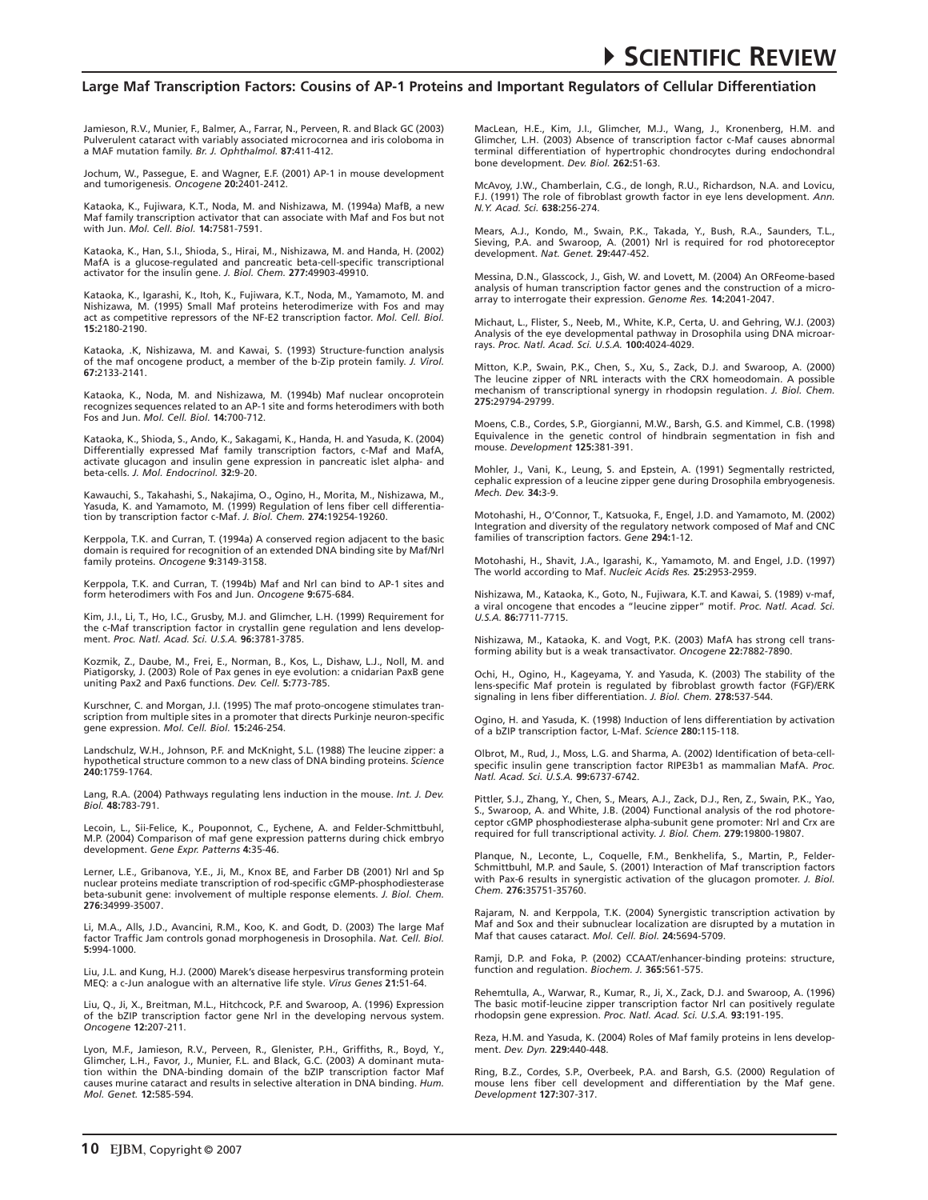Jamieson, R.V., Munier, F., Balmer, A., Farrar, N., Perveen, R. and Black GC (2003) Pulverulent cataract with variably associated microcornea and iris coloboma in a MAF mutation family. *Br. J. Ophthalmol.* **87:**411-412.

Jochum, W., Passegue, E. and Wagner, E.F. (2001) AP-1 in mouse development and tumorigenesis. *Oncogene* **20:**2401-2412.

Kataoka, K., Fujiwara, K.T., Noda, M. and Nishizawa, M. (1994a) MafB, a new Maf family transcription activator that can associate with Maf and Fos but not with Jun. *Mol. Cell. Biol.* **14:**7581-7591.

Kataoka, K., Han, S.I., Shioda, S., Hirai, M., Nishizawa, M. and Handa, H. (2002) MafA is a glucose-regulated and pancreatic beta-cell-specific transcriptional activator for the insulin gene. *J. Biol. Chem.* **277:**49903-49910.

Kataoka, K., Igarashi, K., Itoh, K., Fujiwara, K.T., Noda, M., Yamamoto, M. and Nishizawa, M. (1995) Small Maf proteins heterodimerize with Fos and may act as competitive repressors of the NF-E2 transcription factor. *Mol. Cell. Biol.* **15:**2180-2190.

Kataoka, .K, Nishizawa, M. and Kawai, S. (1993) Structure-function analysis of the maf oncogene product, a member of the b-Zip protein family. *J. Virol.* **67:**2133-2141.

Kataoka, K., Noda, M. and Nishizawa, M. (1994b) Maf nuclear oncoprotein recognizes sequences related to an AP-1 site and forms heterodimers with both Fos and Jun. *Mol. Cell. Biol.* **14:**700-712.

Kataoka, K., Shioda, S., Ando, K., Sakagami, K., Handa, H. and Yasuda, K. (2004) Differentially expressed Maf family transcription factors, c-Maf and MafA, activate glucagon and insulin gene expression in pancreatic islet alpha- and beta-cells. *J. Mol. Endocrinol.* **32:**9-20.

Kawauchi, S., Takahashi, S., Nakajima, O., Ogino, H., Morita, M., Nishizawa, M., Yasuda, K. and Yamamoto, M. (1999) Regulation of lens fiber cell differentiation by transcription factor c-Maf. *J. Biol. Chem.* **274:**19254-19260.

Kerppola, T.K. and Curran, T. (1994a) A conserved region adjacent to the basic domain is required for recognition of an extended DNA binding site by Maf/Nrl family proteins. *Oncogene* **9:**3149-3158.

Kerppola, T.K. and Curran, T. (1994b) Maf and Nrl can bind to AP-1 sites and form heterodimers with Fos and Jun. *Oncogene* **9:**675-684.

Kim, J.I., Li, T., Ho, I.C., Grusby, M.J. and Glimcher, L.H. (1999) Requirement for the c-Maf transcription factor in crystallin gene regulation and lens development. *Proc. Natl. Acad. Sci. U.S.A.* **96:**3781-3785.

Kozmik, Z., Daube, M., Frei, E., Norman, B., Kos, L., Dishaw, L.J., Noll, M. and Piatigorsky, J. (2003) Role of Pax genes in eye evolution: a cnidarian PaxB gene uniting Pax2 and Pax6 functions. *Dev. Cell.* **5:**773-785.

Kurschner, C. and Morgan, J.I. (1995) The maf proto-oncogene stimulates transcription from multiple sites in a promoter that directs Purkinje neuron-specific gene expression. *Mol. Cell. Biol.* **15:**246-254.

Landschulz, W.H., Johnson, P.F. and McKnight, S.L. (1988) The leucine zipper: a hypothetical structure common to a new class of DNA binding proteins. *Science* **240:**1759-1764.

Lang, R.A. (2004) Pathways regulating lens induction in the mouse. *Int. J. Dev. Biol.* **48:**783-791.

Lecoin, L., Sii-Felice, K., Pouponnot, C., Eychene, A. and Felder-Schmittbuhl, M.P. (2004) Comparison of maf gene expression patterns during chick embryo development. *Gene Expr. Patterns* **4:**35-46.

Lerner, L.E., Gribanova, Y.E., Ji, M., Knox BE, and Farber DB (2001) Nrl and Sp nuclear proteins mediate transcription of rod-specific cGMP-phosphodiesterase beta-subunit gene: involvement of multiple response elements. *J. Biol. Chem.* **276:**34999-35007.

Li, M.A., Alls, J.D., Avancini, R.M., Koo, K. and Godt, D. (2003) The large Maf factor Traffic Jam controls gonad morphogenesis in Drosophila. *Nat. Cell. Biol.* **5:**994-1000.

Liu, J.L. and Kung, H.J. (2000) Marek's disease herpesvirus transforming protein MEQ: a c-Jun analogue with an alternative life style. *Virus Genes* **21:**51-64.

Liu, Q., Ji, X., Breitman, M.L., Hitchcock, P.F. and Swaroop, A. (1996) Expression of the bZIP transcription factor gene Nrl in the developing nervous system. *Oncogene* **12:**207-211.

Lyon, M.F., Jamieson, R.V., Perveen, R., Glenister, P.H., Griffiths, R., Boyd, Y., Glimcher, L.H., Favor, J., Munier, F.L. and Black, G.C. (2003) A dominant mutation within the DNA-binding domain of the bZIP transcription factor Maf causes murine cataract and results in selective alteration in DNA binding. *Hum. Mol. Genet.* **12:**585-594.

MacLean, H.E., Kim, J.I., Glimcher, M.J., Wang, J., Kronenberg, H.M. and Glimcher, L.H. (2003) Absence of transcription factor c-Maf causes abnormal terminal differentiation of hypertrophic chondrocytes during endochondral bone development. *Dev. Biol.* **262:**51-63.

McAvoy, J.W., Chamberlain, C.G., de Iongh, R.U., Richardson, N.A. and Lovicu, F.J. (1991) The role of fibroblast growth factor in eye lens development. *Ann. N.Y. Acad. Sci.* **638:**256-274.

Mears, A.J., Kondo, M., Swain, P.K., Takada, Y., Bush, R.A., Saunders, T.L., Sieving, P.A. and Swaroop, A. (2001) Nrl is required for rod photoreceptor development. *Nat. Genet.* **29:**447-452.

Messina, D.N., Glasscock, J., Gish, W. and Lovett, M. (2004) An ORFeome-based analysis of human transcription factor genes and the construction of a microarray to interrogate their expression. *Genome Res.* **14:**2041-2047.

Michaut, L., Flister, S., Neeb, M., White, K.P., Certa, U. and Gehring, W.J. (2003) Analysis of the eye developmental pathway in Drosophila using DNA microarrays. *Proc. Natl. Acad. Sci. U.S.A.* **100:**4024-4029.

Mitton, K.P., Swain, P.K., Chen, S., Xu, S., Zack, D.J. and Swaroop, A. (2000) The leucine zipper of NRL interacts with the CRX homeodomain. A possible mechanism of transcriptional synergy in rhodopsin regulation. *J. Biol. Chem.* **275:**29794-29799.

Moens, C.B., Cordes, S.P., Giorgianni, M.W., Barsh, G.S. and Kimmel, C.B. (1998) Equivalence in the genetic control of hindbrain segmentation in fish and mouse. *Development* **125:**381-391.

Mohler, J., Vani, K., Leung, S. and Epstein, A. (1991) Segmentally restricted, cephalic expression of a leucine zipper gene during Drosophila embryogenesis. *Mech. Dev.* **34:**3-9.

Motohashi, H., O'Connor, T., Katsuoka, F., Engel, J.D. and Yamamoto, M. (2002) Integration and diversity of the regulatory network composed of Maf and CNC families of transcription factors. *Gene* **294:**1-12.

Motohashi, H., Shavit, J.A., Igarashi, K., Yamamoto, M. and Engel, J.D. (1997) The world according to Maf. *Nucleic Acids Res.* **25:**2953-2959.

Nishizawa, M., Kataoka, K., Goto, N., Fujiwara, K.T. and Kawai, S. (1989) v-maf, a viral oncogene that encodes a "leucine zipper" motif. *Proc. Natl. Acad. Sci. U.S.A.* **86:**7711-7715.

Nishizawa, M., Kataoka, K. and Vogt, P.K. (2003) MafA has strong cell transforming ability but is a weak transactivator. *Oncogene* **22:**7882-7890.

Ochi, H., Ogino, H., Kageyama, Y. and Yasuda, K. (2003) The stability of the lens-specific Maf protein is regulated by fibroblast growth factor (FGF)/ERK signaling in lens fiber differentiation. *J. Biol. Chem.* **278:**537-544.

Ogino, H. and Yasuda, K. (1998) Induction of lens differentiation by activation of a bZIP transcription factor, L-Maf. *Science* **280:**115-118.

Olbrot, M., Rud, J., Moss, L.G. and Sharma, A. (2002) Identification of beta-cell-specific insulin gene transcription factor RIPE3b1 as mammalian MafA. *Proc. Natl. Acad. Sci. U.S.A.* **99:**6737-6742.

Pittler, S.J., Zhang, Y., Chen, S., Mears, A.J., Zack, D.J., Ren, Z., Swain, P.K., Yao, S., Swaroop, A. and White, J.B. (2004) Functional analysis of the rod photoreceptor cGMP phosphodiesterase alpha-subunit gene promoter: Nrl and Crx are required for full transcriptional activity. *J. Biol. Chem.* **279:**19800-19807.

Planque, N., Leconte, L., Coquelle, F.M., Benkhelifa, S., Martin, P., Felder-Schmittbuhl, M.P. and Saule, S. (2001) Interaction of Maf transcription factors with Pax-6 results in synergistic activation of the glucagon promoter. *J. Biol. Chem.* **276:**35751-35760.

Rajaram, N. and Kerppola, T.K. (2004) Synergistic transcription activation by Maf and Sox and their subnuclear localization are disrupted by a mutation in Maf that causes cataract. *Mol. Cell. Biol.* **24:**5694-5709.

Ramji, D.P. and Foka, P. (2002) CCAAT/enhancer-binding proteins: structure, function and regulation. *Biochem. J.* **365:**561-575.

Rehemtulla, A., Warwar, R., Kumar, R., Ji, X., Zack, D.J. and Swaroop, A. (1996) The basic motif-leucine zipper transcription factor Nrl can positively regulate rhodopsin gene expression. *Proc. Natl. Acad. Sci. U.S.A.* **93:**191-195.

Reza, H.M. and Yasuda, K. (2004) Roles of Maf family proteins in lens development. *Dev. Dyn.* **229:**440-448.

Ring, B.Z., Cordes, S.P., Overbeek, P.A. and Barsh, G.S. (2000) Regulation of mouse lens fiber cell development and differentiation by the Maf gene. *Development* **127:**307-317.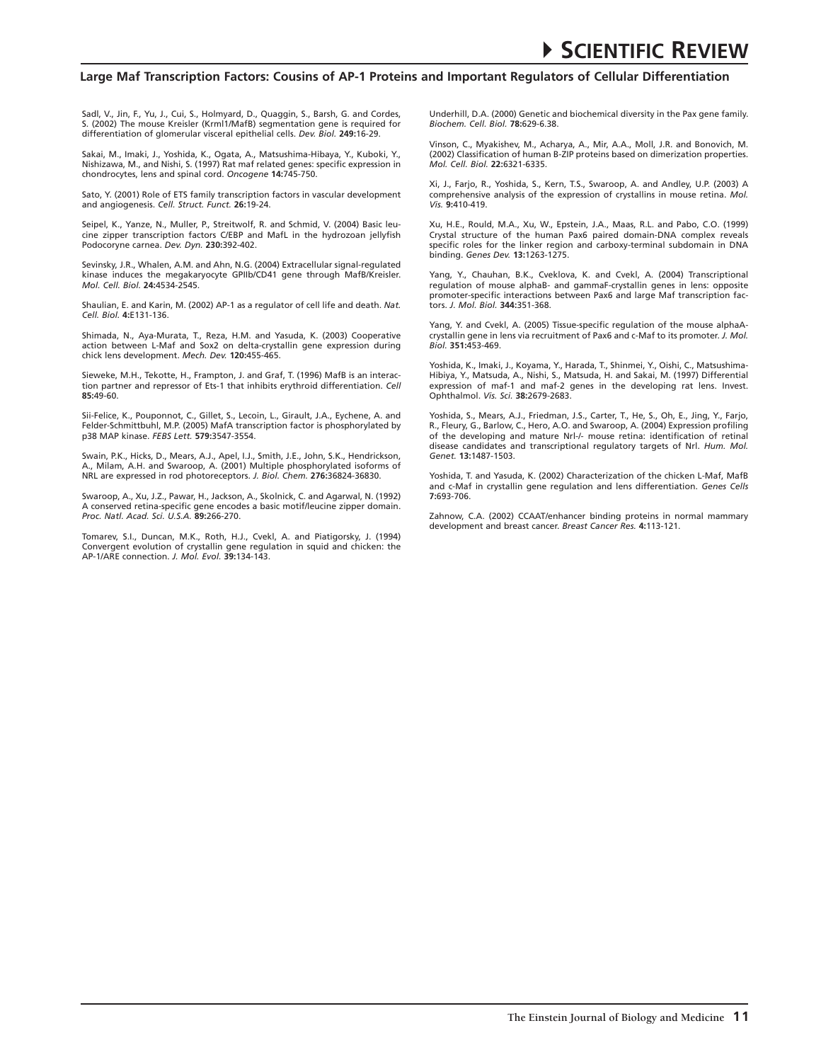Sadl, V., Jin, F., Yu, J., Cui, S., Holmyard, D., Quaggin, S., Barsh, G. and Cordes, S. (2002) The mouse Kreisler (Krml1/MafB) segmentation gene is required for differentiation of glomerular visceral epithelial cells. *Dev. Biol.* **249:**16-29.

Sakai, M., Imaki, J., Yoshida, K., Ogata, A., Matsushima-Hibaya, Y., Kuboki, Y., Nishizawa, M., and Nishi, S. (1997) Rat maf related genes: specific expression in chondrocytes, lens and spinal cord. *Oncogene* **14:**745-750.

Sato, Y. (2001) Role of ETS family transcription factors in vascular development and angiogenesis. *Cell. Struct. Funct.* **26:**19-24.

Seipel, K., Yanze, N., Muller, P., Streitwolf, R. and Schmid, V. (2004) Basic leucine zipper transcription factors C/EBP and MafL in the hydrozoan jellyfish Podocoryne carnea. *Dev. Dyn.* **230:**392-402.

Sevinsky, J.R., Whalen, A.M. and Ahn, N.G. (2004) Extracellular signal-regulated kinase induces the megakaryocyte GPIIb/CD41 gene through MafB/Kreisler. *Mol. Cell. Biol.* **24:**4534-2545.

Shaulian, E. and Karin, M. (2002) AP-1 as a regulator of cell life and death. *Nat. Cell. Biol.* **4:**E131-136.

Shimada, N., Aya-Murata, T., Reza, H.M. and Yasuda, K. (2003) Cooperative action between L-Maf and Sox2 on delta-crystallin gene expression during chick lens development. *Mech. Dev.* **120:**455-465.

Sieweke, M.H., Tekotte, H., Frampton, J. and Graf, T. (1996) MafB is an interaction partner and repressor of Ets-1 that inhibits erythroid differentiation. *Cell* **85:**49-60.

Sii-Felice, K., Pouponnot, C., Gillet, S., Lecoin, L., Girault, J.A., Eychene, A. and Felder-Schmittbuhl, M.P. (2005) MafA transcription factor is phosphorylated by p38 MAP kinase. *FEBS Lett.* **579:**3547-3554.

Swain, P.K., Hicks, D., Mears, A.J., Apel, I.J., Smith, J.E., John, S.K., Hendrickson, A., Milam, A.H. and Swaroop, A. (2001) Multiple phosphorylated isoforms of NRL are expressed in rod photoreceptors. *J. Biol. Chem.* **276:**36824-36830.

Swaroop, A., Xu, J.Z., Pawar, H., Jackson, A., Skolnick, C. and Agarwal, N. (1992) A conserved retina-specific gene encodes a basic motif/leucine zipper domain. *Proc. Natl. Acad. Sci. U.S.A.* **89:**266-270.

Tomarev, S.I., Duncan, M.K., Roth, H.J., Cvekl, A. and Piatigorsky, J. (1994) Convergent evolution of crystallin gene regulation in squid and chicken: the AP-1/ARE connection. *J. Mol. Evol.* **39:**134-143.

Underhill, D.A. (2000) Genetic and biochemical diversity in the Pax gene family. *Biochem. Cell. Biol.* **78:**629-6.38.

Vinson, C., Myakishev, M., Acharya, A., Mir, A.A., Moll, J.R. and Bonovich, M. (2002) Classification of human B-ZIP proteins based on dimerization properties. *Mol. Cell. Biol.* **22:**6321-6335.

Xi, J., Farjo, R., Yoshida, S., Kern, T.S., Swaroop, A. and Andley, U.P. (2003) A comprehensive analysis of the expression of crystallins in mouse retina. *Mol. Vis.* **9:**410-419.

Xu, H.E., Rould, M.A., Xu, W., Epstein, J.A., Maas, R.L. and Pabo, C.O. (1999) Crystal structure of the human Pax6 paired domain-DNA complex reveals specific roles for the linker region and carboxy-terminal subdomain in DNA binding. *Genes Dev.* **13:**1263-1275.

Yang, Y., Chauhan, B.K., Cveklova, K. and Cvekl, A. (2004) Transcriptional regulation of mouse alphaB- and gammaF-crystallin genes in lens: opposite promoter-specific interactions between Pax6 and large Maf transcription factors. *J. Mol. Biol.* **344:**351-368.

Yang, Y. and Cvekl, A. (2005) Tissue-specific regulation of the mouse alphaA-crystallin gene in lens via recruitment of Pax6 and c-Maf to its promoter. *J. Mol. Biol.* **351:**453-469.

Yoshida, K., Imaki, J., Koyama, Y., Harada, T., Shinmei, Y., Oishi, C., Matsushima-Hibiya, Y., Matsuda, A., Nishi, S., Matsuda, H. and Sakai, M. (1997) Differential expression of maf-1 and maf-2 genes in the developing rat lens. Invest. Ophthalmol. *Vis. Sci.* **38:**2679-2683.

Yoshida, S., Mears, A.J., Friedman, J.S., Carter, T., He, S., Oh, E., Jing, Y., Farjo, R., Fleury, G., Barlow, C., Hero, A.O. and Swaroop, A. (2004) Expression profiling of the developing and mature Nrl-/- mouse retina: identification of retinal disease candidates and transcriptional regulatory targets of Nrl. *Hum. Mol. Genet.* **13:**1487-1503.

Yoshida, T. and Yasuda, K. (2002) Characterization of the chicken L-Maf, MafB and c-Maf in crystallin gene regulation and lens differentiation. *Genes Cells* **7:**693-706.

Zahnow, C.A. (2002) CCAAT/enhancer binding proteins in normal mammary development and breast cancer. *Breast Cancer Res.* **4:**113-121.